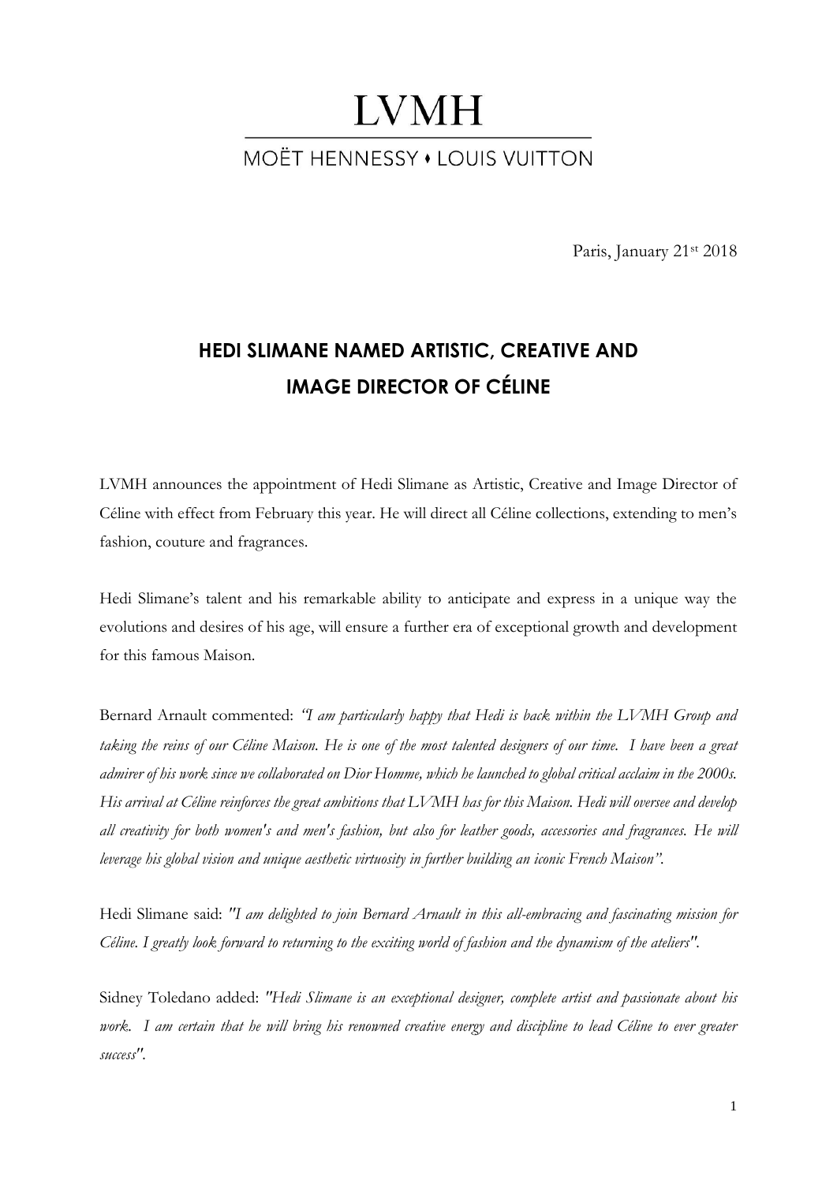# LVMH

MOËT HENNESSY • LOUIS VUITTON

Paris, January 21st 2018

## HEDI SLIMANE NAMED ARTISTIC, CREATIVE AND IMAGE DIRECTOR OF CÉLINE

LVMH announces the appointment of Hedi Slimane as Artistic, Creative and Image Director of Céline with effect from February this year. He will direct all Céline collections, extending to men's fashion, couture and fragrances.

Hedi Slimane's talent and his remarkable ability to anticipate and express in a unique way the evolutions and desires of his age, will ensure a further era of exceptional growth and development for this famous Maison.

Bernard Arnault commented: *"I am particularly happy that Hedi is back within the LVMH Group and taking the reins of our Céline Maison. He is one of the most talented designers of our time. I have been a great admirer of his work since we collaborated on Dior Homme, which he launched to global critical acclaim in the 2000s. His arrival at Céline reinforces the great ambitions that LVMH has for this Maison. Hedi will oversee and develop all creativity for both women's and men's fashion, but also for leather goods, accessories and fragrances. He will leverage his global vision and unique aesthetic virtuosity in further building an iconic French Maison"*.

Hedi Slimane said: *"I am delighted to join Bernard Arnault in this all-embracing and fascinating mission for Céline. I greatly look forward to returning to the exciting world of fashion and the dynamism of the ateliers"*.

Sidney Toledano added: *"Hedi Slimane is an exceptional designer, complete artist and passionate about his work. I am certain that he will bring his renowned creative energy and discipline to lead Céline to ever greater success"*.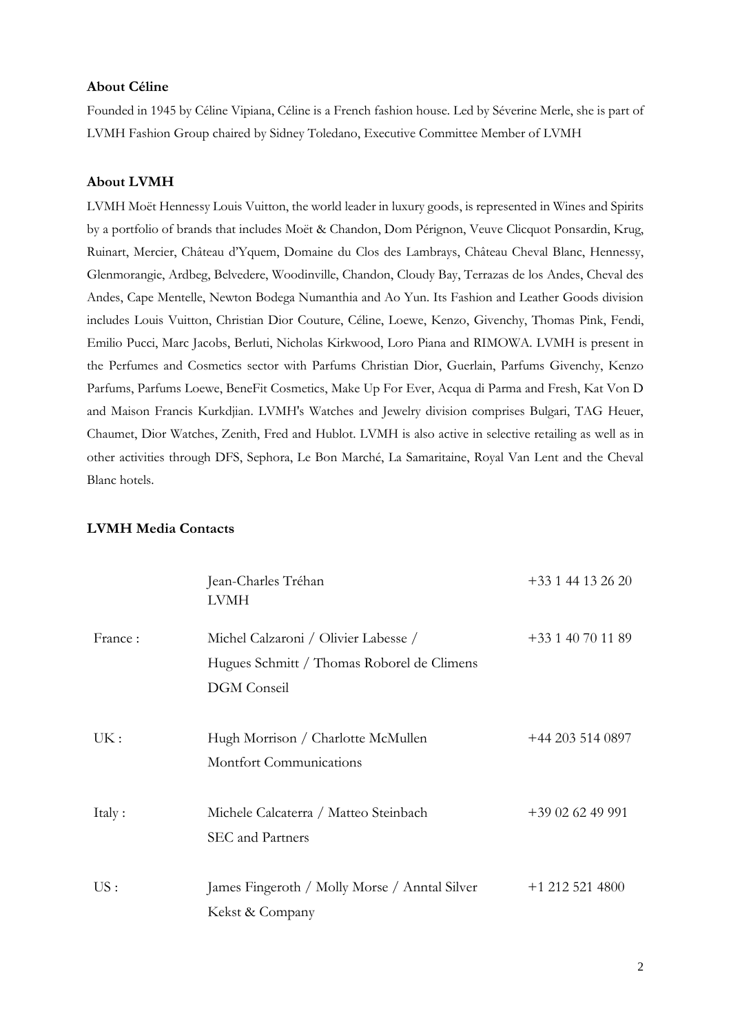### About Céline

Founded in 1945 by Céline Vipiana, Céline is a French fashion house. Led by Séverine Merle, she is part of LVMH Fashion Group chaired by Sidney Toledano, Executive Committee Member of LVMH

### About LVMH

LVMH Moët Hennessy Louis Vuitton, the world leader in luxury goods, is represented in Wines and Spirits by a portfolio of brands that includes Moët & Chandon, Dom Pérignon, Veuve Clicquot Ponsardin, Krug, Ruinart, Mercier, Château d'Yquem, Domaine du Clos des Lambrays, Château Cheval Blanc, Hennessy, Glenmorangie, Ardbeg, Belvedere, Woodinville, Chandon, Cloudy Bay, Terrazas de los Andes, Cheval des Andes, Cape Mentelle, Newton Bodega Numanthia and Ao Yun. Its Fashion and Leather Goods division includes Louis Vuitton, Christian Dior Couture, Céline, Loewe, Kenzo, Givenchy, Thomas Pink, Fendi, Emilio Pucci, Marc Jacobs, Berluti, Nicholas Kirkwood, Loro Piana and RIMOWA. LVMH is present in the Perfumes and Cosmetics sector with Parfums Christian Dior, Guerlain, Parfums Givenchy, Kenzo Parfums, Parfums Loewe, BeneFit Cosmetics, Make Up For Ever, Acqua di Parma and Fresh, Kat Von D and Maison Francis Kurkdjian. LVMH's Watches and Jewelry division comprises Bulgari, TAG Heuer, Chaumet, Dior Watches, Zenith, Fred and Hublot. LVMH is also active in selective retailing as well as in other activities through DFS, Sephora, Le Bon Marché, La Samaritaine, Royal Van Lent and the Cheval Blanc hotels.

### LVMH Media Contacts

| | | |
|---|---|---|
| | Jean-Charles Tréhan<br>LVMH | +33 1 44 13 26 20 |
| France : | Michel Calzaroni / Olivier Labesse /<br>Hugues Schmitt / Thomas Roborel de Climens<br>DGM Conseil | +33 1 40 70 11 89 |
| UK : | Hugh Morrison / Charlotte McMullen<br>Montfort Communications | +44 203 514 0897 |
| Italy : | Michele Calcaterra / Matteo Steinbach<br>SEC and Partners | +39 02 62 49 991 |
| US : | James Fingeroth / Molly Morse / Anntal Silver<br>Kekst & Company | +1 212 521 4800 |